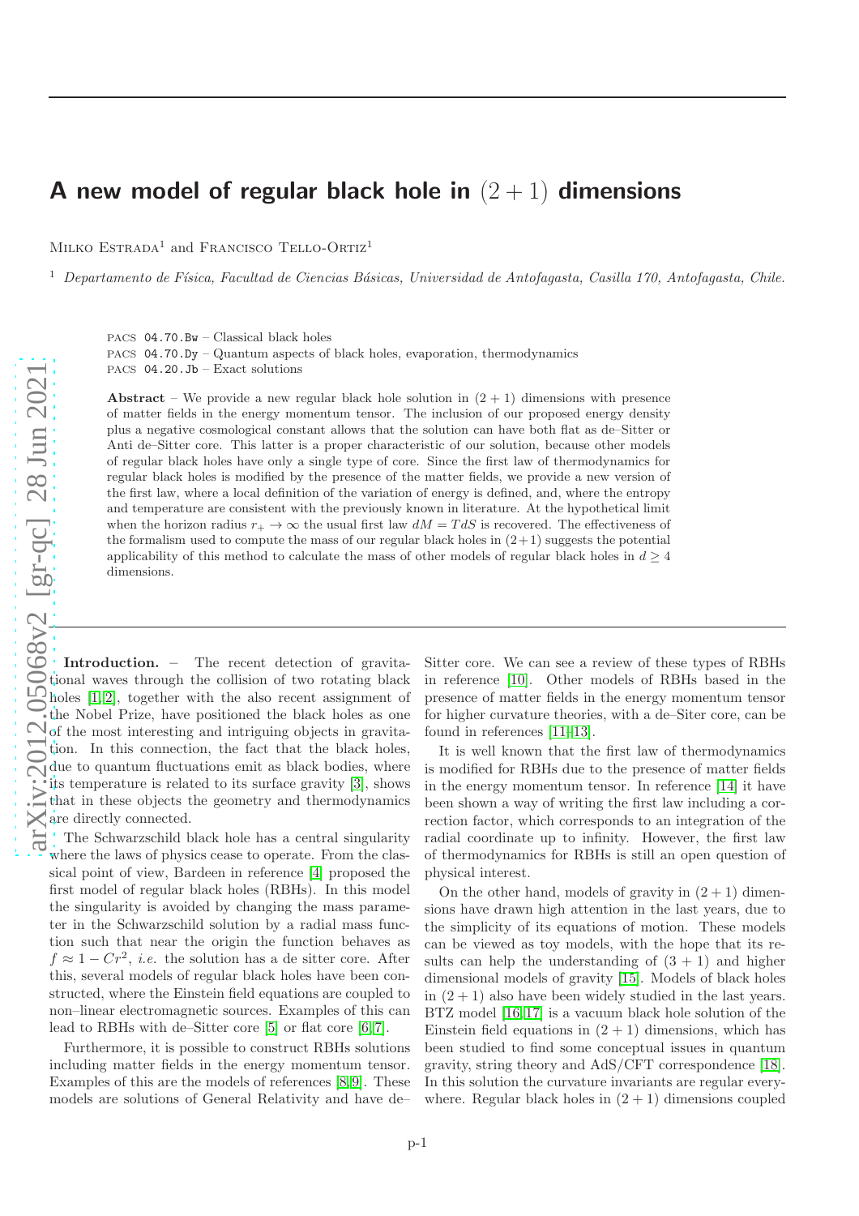# A new model of regular black hole in $(2+1)$ dimensions

Milko Estrada[1] and Francisco Tello-Ortiz[1]

[1] *Departamento de Física, Facultad de Ciencias Básicas, Universidad de Antofagasta, Casilla 170, Antofagasta, Chile.*

PACS 04.70.Bw – Classical black holes
PACS 04.70.Dy – Quantum aspects of black holes, evaporation, thermodynamics
PACS 04.20.Jb – Exact solutions

**Abstract** – We provide a new regular black hole solution in $(2+1)$ dimensions with presence of matter fields in the energy momentum tensor. The inclusion of our proposed energy density plus a negative cosmological constant allows that the solution can have both flat as de–Sitter or Anti de–Sitter core. This latter is a proper characteristic of our solution, because other models of regular black holes have only a single type of core. Since the first law of thermodynamics for regular black holes is modified by the presence of the matter fields, we provide a new version of the first law, where a local definition of the variation of energy is defined, and, where the entropy and temperature are consistent with the previously known in literature. At the hypothetical limit when the horizon radius $r_+ \to \infty$ the usual first law $dM = TdS$ is recovered. The effectiveness of the formalism used to compute the mass of our regular black holes in $(2+1)$ suggests the potential applicability of this method to calculate the mass of other models of regular black holes in $d \geq 4$ dimensions.

**Introduction.** – The recent detection of gravitational waves through the collision of two rotating black holes [1,2], together with the also recent assignment of the Nobel Prize, have positioned the black holes as one of the most interesting and intriguing objects in gravitation. In this connection, the fact that the black holes, due to quantum fluctuations emit as black bodies, where its temperature is related to its surface gravity [3], shows that in these objects the geometry and thermodynamics are directly connected.

The Schwarzschild black hole has a central singularity where the laws of physics cease to operate. From the classical point of view, Bardeen in reference [4] proposed the first model of regular black holes (RBHs). In this model the singularity is avoided by changing the mass parameter in the Schwarzschild solution by a radial mass function such that near the origin the function behaves as $f \approx 1 - Cr^2$, *i.e.* the solution has a de sitter core. After this, several models of regular black holes have been constructed, where the Einstein field equations are coupled to non–linear electromagnetic sources. Examples of this can lead to RBHs with de–Sitter core [5] or flat core [6,7].

Furthermore, it is possible to construct RBHs solutions including matter fields in the energy momentum tensor. Examples of this are the models of references [8,9]. These models are solutions of General Relativity and have de–Sitter core. We can see a review of these types of RBHs in reference [10]. Other models of RBHs based in the presence of matter fields in the energy momentum tensor for higher curvature theories, with a de–Siter core, can be found in references [11–13].

It is well known that the first law of thermodynamics is modified for RBHs due to the presence of matter fields in the energy momentum tensor. In reference [14] it have been shown a way of writing the first law including a correction factor, which corresponds to an integration of the radial coordinate up to infinity. However, the first law of thermodynamics for RBHs is still an open question of physical interest.

On the other hand, models of gravity in $(2+1)$ dimensions have drawn high attention in the last years, due to the simplicity of its equations of motion. These models can be viewed as toy models, with the hope that its results can help the understanding of $(3+1)$ and higher dimensional models of gravity [15]. Models of black holes in $(2+1)$ also have been widely studied in the last years. BTZ model [16,17] is a vacuum black hole solution of the Einstein field equations in $(2+1)$ dimensions, which has been studied to find some conceptual issues in quantum gravity, string theory and AdS/CFT correspondence [18]. In this solution the curvature invariants are regular everywhere. Regular black holes in $(2+1)$ dimensions coupled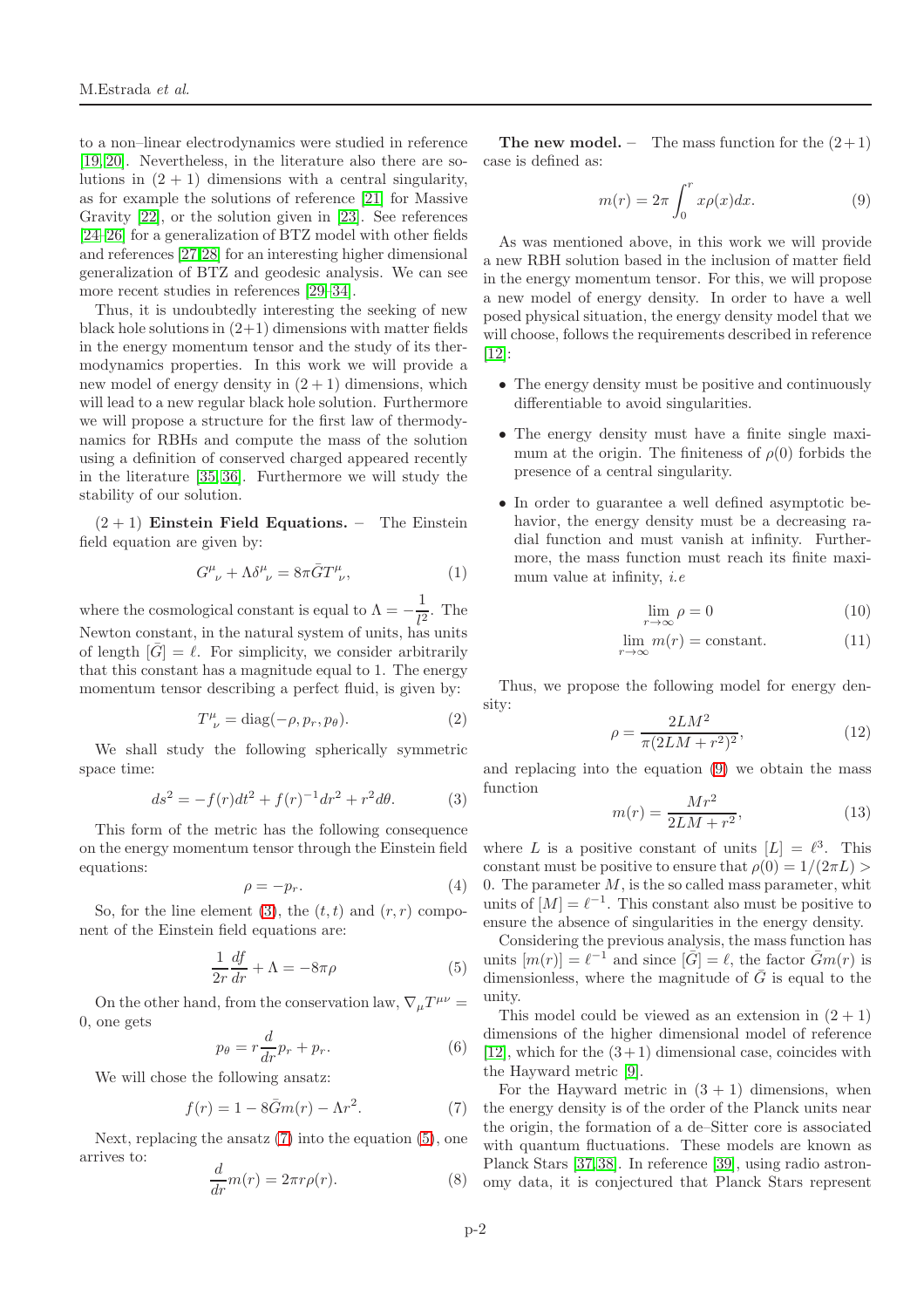to a non–linear electrodynamics were studied in reference [19,20]. Nevertheless, in the literature also there are solutions in $(2+1)$ dimensions with a central singularity, as for example the solutions of reference [21] for Massive Gravity [22], or the solution given in [23]. See references [24–26] for a generalization of BTZ model with other fields and references [27,28] for an interesting higher dimensional generalization of BTZ and geodesic analysis. We can see more recent studies in references [29–34].

Thus, it is undoubtedly interesting the seeking of new black hole solutions in (2+1) dimensions with matter fields in the energy momentum tensor and the study of its thermodynamics properties. In this work we will provide a new model of energy density in $(2+1)$ dimensions, which will lead to a new regular black hole solution. Furthermore we will propose a structure for the first law of thermodynamics for RBHs and compute the mass of the solution using a definition of conserved charged appeared recently in the literature [35,36]. Furthermore we will study the stability of our solution.

$(2+1)$ **Einstein Field Equations.** – The Einstein field equation are given by:

$$G^{\mu}{}_{\nu} + \Lambda\delta^{\mu}{}_{\nu} = 8\pi\bar{G}T^{\mu}{}_{\nu}, \tag{1}$$

where the cosmological constant is equal to $\Lambda = -\dfrac{1}{l^2}$. The Newton constant, in the natural system of units, has units of length $[\bar{G}] = \ell$. For simplicity, we consider arbitrarily that this constant has a magnitude equal to 1. The energy momentum tensor describing a perfect fluid, is given by:

$$T^{\mu}{}_{\nu} = \mathrm{diag}(-\rho, p_r, p_\theta). \tag{2}$$

We shall study the following spherically symmetric space time:

$$ds^2 = -f(r)dt^2 + f(r)^{-1}dr^2 + r^2 d\theta. \tag{3}$$

This form of the metric has the following consequence on the energy momentum tensor through the Einstein field equations:

$$\rho = -p_r. \tag{4}$$

So, for the line element (3), the $(t,t)$ and $(r,r)$ component of the Einstein field equations are:

$$\frac{1}{2r}\frac{df}{dr} + \Lambda = -8\pi\rho \tag{5}$$

On the other hand, from the conservation law, $\nabla_\mu T^{\mu\nu} = 0$, one gets

$$p_\theta = r\frac{d}{dr}p_r + p_r. \tag{6}$$

We will chose the following ansatz:

$$f(r) = 1 - 8\bar{G}m(r) - \Lambda r^2. \tag{7}$$

Next, replacing the ansatz (7) into the equation (5), one arrives to:

$$\frac{d}{dr}m(r) = 2\pi r\rho(r). \tag{8}$$

**The new model.** – The mass function for the $(2+1)$ case is defined as:

$$m(r) = 2\pi\int_0^r x\rho(x)dx. \tag{9}$$

As was mentioned above, in this work we will provide a new RBH solution based in the inclusion of matter field in the energy momentum tensor. For this, we will propose a new model of energy density. In order to have a well posed physical situation, the energy density model that we will choose, follows the requirements described in reference [12]:

- The energy density must be positive and continuously differentiable to avoid singularities.
- The energy density must have a finite single maximum at the origin. The finiteness of $\rho(0)$ forbids the presence of a central singularity.
- In order to guarantee a well defined asymptotic behavior, the energy density must be a decreasing radial function and must vanish at infinity. Furthermore, the mass function must reach its finite maximum value at infinity, *i.e*

$$\lim_{r\to\infty}\rho = 0 \tag{10}$$

$$\lim_{r\to\infty} m(r) = \text{constant}. \tag{11}$$

Thus, we propose the following model for energy density:

$$\rho = \frac{2LM^2}{\pi(2LM + r^2)^2}, \tag{12}$$

and replacing into the equation (9) we obtain the mass function

$$m(r) = \frac{Mr^2}{2LM + r^2}, \tag{13}$$

where $L$ is a positive constant of units $[L] = \ell^3$. This constant must be positive to ensure that $\rho(0) = 1/(2\pi L) > 0$. The parameter $M$, is the so called mass parameter, whit units of $[M] = \ell^{-1}$. This constant also must be positive to ensure the absence of singularities in the energy density.

Considering the previous analysis, the mass function has units $[m(r)] = \ell^{-1}$ and since $[\bar{G}] = \ell$, the factor $\bar{G}m(r)$ is dimensionless, where the magnitude of $\bar{G}$ is equal to the unity.

This model could be viewed as an extension in $(2+1)$ dimensions of the higher dimensional model of reference [12], which for the $(3+1)$ dimensional case, coincides with the Hayward metric [9].

For the Hayward metric in $(3+1)$ dimensions, when the energy density is of the order of the Planck units near the origin, the formation of a de–Sitter core is associated with quantum fluctuations. These models are known as Planck Stars [37,38]. In reference [39], using radio astronomy data, it is conjectured that Planck Stars represent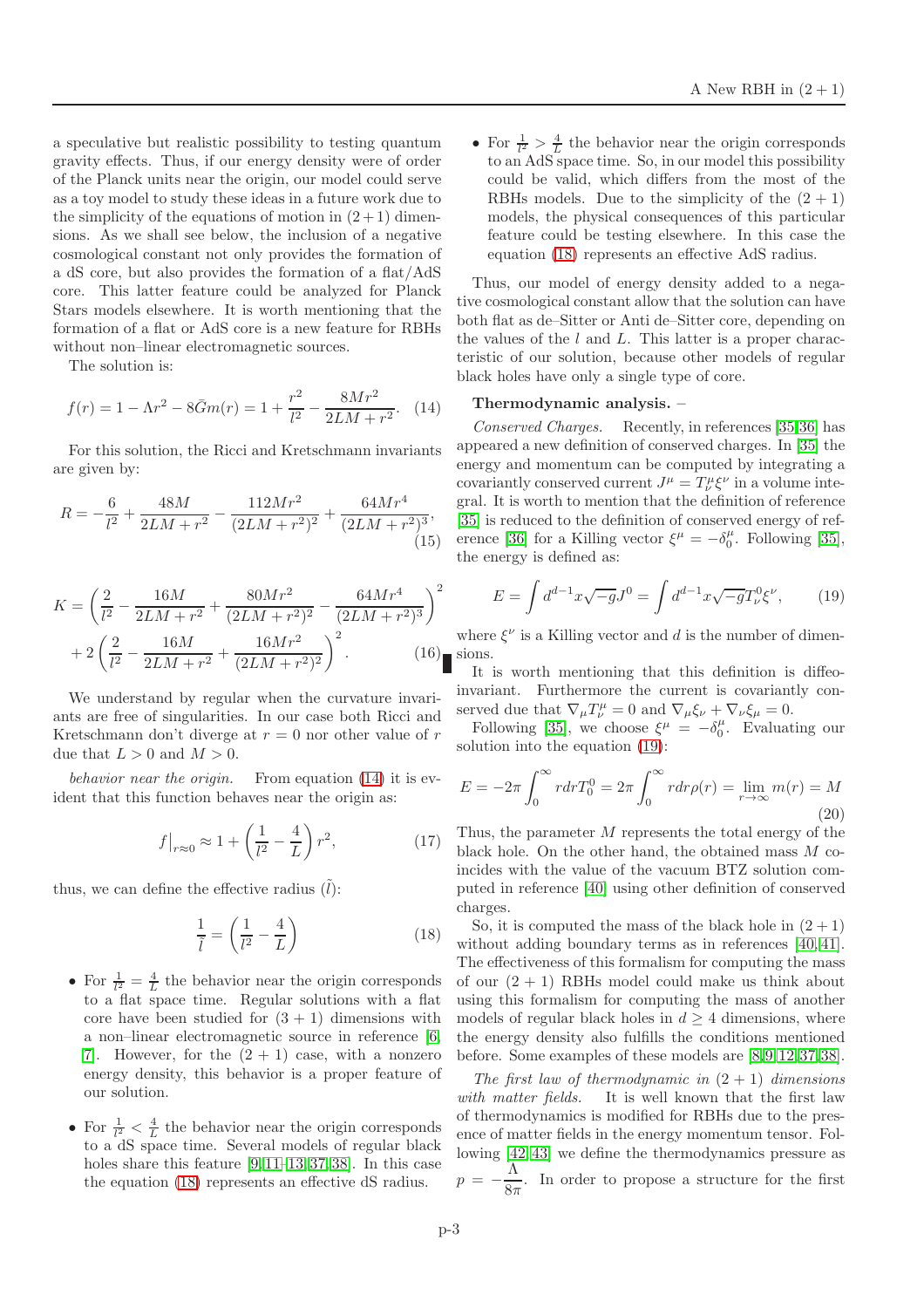a speculative but realistic possibility to testing quantum gravity effects. Thus, if our energy density were of order of the Planck units near the origin, our model could serve as a toy model to study these ideas in a future work due to the simplicity of the equations of motion in $(2+1)$ dimensions. As we shall see below, the inclusion of a negative cosmological constant not only provides the formation of a dS core, but also provides the formation of a flat/AdS core. This latter feature could be analyzed for Planck Stars models elsewhere. It is worth mentioning that the formation of a flat or AdS core is a new feature for RBHs without non–linear electromagnetic sources.

The solution is:

$$f(r) = 1 - \Lambda r^2 - 8\bar{G}m(r) = 1 + \frac{r^2}{l^2} - \frac{8Mr^2}{2LM + r^2}. \quad (14)$$

For this solution, the Ricci and Kretschmann invariants are given by:

$$R = -\frac{6}{l^2} + \frac{48M}{2LM + r^2} - \frac{112Mr^2}{(2LM + r^2)^2} + \frac{64Mr^4}{(2LM + r^2)^3}, \quad (15)$$

$$K = \left(\frac{2}{l^2} - \frac{16M}{2LM + r^2} + \frac{80Mr^2}{(2LM + r^2)^2} - \frac{64Mr^4}{(2LM + r^2)^3}\right)^2 + 2\left(\frac{2}{l^2} - \frac{16M}{2LM + r^2} + \frac{16Mr^2}{(2LM + r^2)^2}\right)^2. \quad (16)$$

We understand by regular when the curvature invariants are free of singularities. In our case both Ricci and Kretschmann don't diverge at $r = 0$ nor other value of $r$ due that $L > 0$ and $M > 0$.

*behavior near the origin.* From equation (14) it is evident that this function behaves near the origin as:

$$f\big|_{r\approx 0} \approx 1 + \left(\frac{1}{l^2} - \frac{4}{L}\right) r^2, \quad (17)$$

thus, we can define the effective radius ($\tilde{l}$):

$$\frac{1}{\tilde{l}} = \left(\frac{1}{l^2} - \frac{4}{L}\right) \quad (18)$$

- For $\frac{1}{l^2} = \frac{4}{L}$ the behavior near the origin corresponds to a flat space time. Regular solutions with a flat core have been studied for $(3+1)$ dimensions with a non–linear electromagnetic source in reference [6, 7]. However, for the $(2+1)$ case, with a nonzero energy density, this behavior is a proper feature of our solution.
- For $\frac{1}{l^2} < \frac{4}{L}$ the behavior near the origin corresponds to a dS space time. Several models of regular black holes share this feature [9,11–13,37,38]. In this case the equation (18) represents an effective dS radius.
- For $\frac{1}{l^2} > \frac{4}{L}$ the behavior near the origin corresponds to an AdS space time. So, in our model this possibility could be valid, which differs from the most of the RBHs models. Due to the simplicity of the $(2+1)$ models, the physical consequences of this particular feature could be testing elsewhere. In this case the equation (18) represents an effective AdS radius.

Thus, our model of energy density added to a negative cosmological constant allow that the solution can have both flat as de–Sitter or Anti de–Sitter core, depending on the values of the $l$ and $L$. This latter is a proper characteristic of our solution, because other models of regular black holes have only a single type of core.

**Thermodynamic analysis.** –

*Conserved Charges.* Recently, in references [35,36] has appeared a new definition of conserved charges. In [35] the energy and momentum can be computed by integrating a covariantly conserved current $J^\mu = T^\mu_\nu \xi^\nu$ in a volume integral. It is worth to mention that the definition of reference [35] is reduced to the definition of conserved energy of reference [36] for a Killing vector $\xi^\mu = -\delta^\mu_0$. Following [35], the energy is defined as:

$$E = \int d^{d-1}x\sqrt{-g}J^0 = \int d^{d-1}x\sqrt{-g}T^0_\nu \xi^\nu, \quad (19)$$

where $\xi^\nu$ is a Killing vector and $d$ is the number of dimensions.

It is worth mentioning that this definition is diffeoinvariant. Furthermore the current is covariantly conserved due that $\nabla_\mu T^\mu_\nu = 0$ and $\nabla_\mu \xi_\nu + \nabla_\nu \xi_\mu = 0$.

Following [35], we choose $\xi^\mu = -\delta^\mu_0$. Evaluating our solution into the equation (19):

$$E = -2\pi \int_0^\infty r dr T^0_0 = 2\pi \int_0^\infty r dr \rho(r) = \lim_{r\to\infty} m(r) = M \quad (20)$$

Thus, the parameter $M$ represents the total energy of the black hole. On the other hand, the obtained mass $M$ coincides with the value of the vacuum BTZ solution computed in reference [40] using other definition of conserved charges.

So, it is computed the mass of the black hole in $(2+1)$ without adding boundary terms as in references [40,41]. The effectiveness of this formalism for computing the mass of our $(2+1)$ RBHs model could make us think about using this formalism for computing the mass of another models of regular black holes in $d \geq 4$ dimensions, where the energy density also fulfills the conditions mentioned before. Some examples of these models are [8,9,12,37,38].

*The first law of thermodynamic in $(2+1)$ dimensions with matter fields.* It is well known that the first law of thermodynamics is modified for RBHs due to the presence of matter fields in the energy momentum tensor. Following [42,43] we define the thermodynamics pressure as $p = -\dfrac{\Lambda}{8\pi}$. In order to propose a structure for the first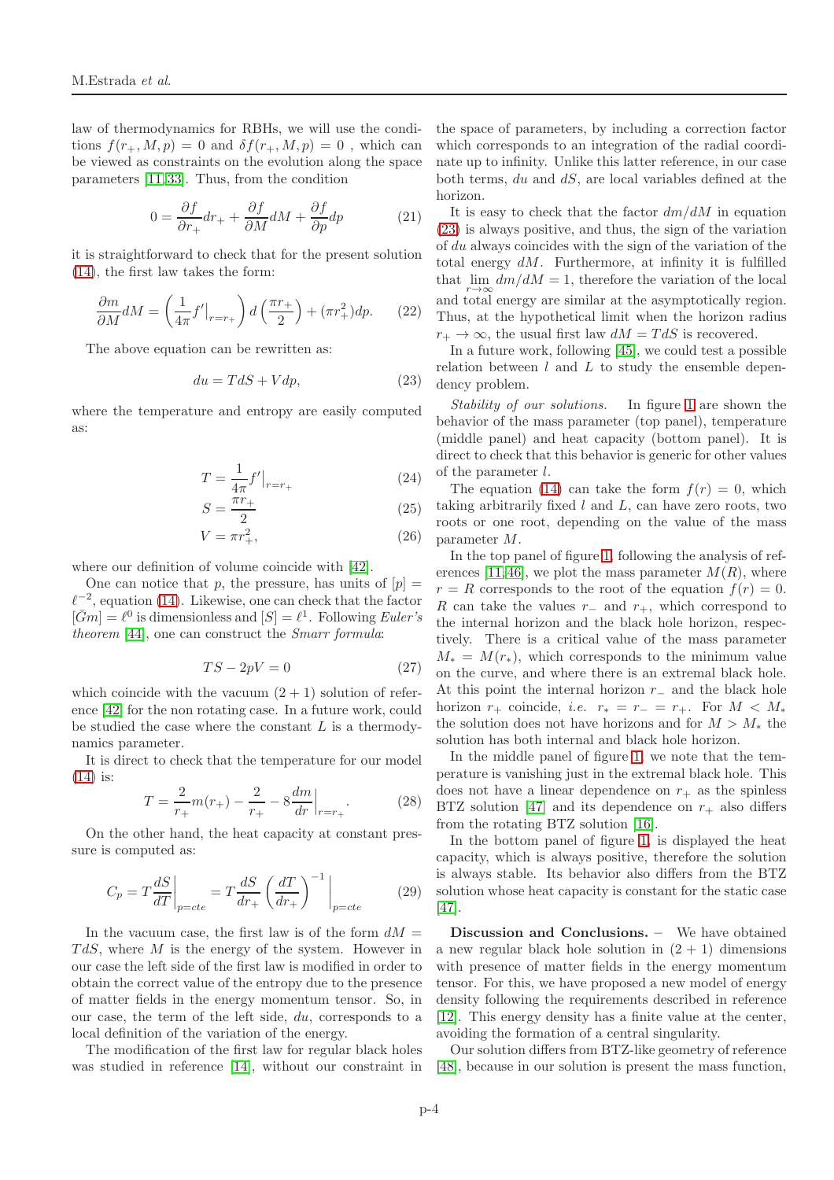law of thermodynamics for RBHs, we will use the conditions $f(r_+, M, p) = 0$ and $\delta f(r_+, M, p) = 0$ , which can be viewed as constraints on the evolution along the space parameters [11,33]. Thus, from the condition

$$0 = \frac{\partial f}{\partial r_+} dr_+ + \frac{\partial f}{\partial M} dM + \frac{\partial f}{\partial p} dp \tag{21}$$

it is straightforward to check that for the present solution (14), the first law takes the form:

$$\frac{\partial m}{\partial M} dM = \left( \frac{1}{4\pi} f'\big|_{r=r_+} \right) d\left( \frac{\pi r_+}{2} \right) + (\pi r_+^2) dp. \tag{22}$$

The above equation can be rewritten as:

$$du = TdS + Vdp, \tag{23}$$

where the temperature and entropy are easily computed as:

$$T = \frac{1}{4\pi} f'\big|_{r=r_+} \tag{24}$$

$$S = \frac{\pi r_+}{2} \tag{25}$$

$$V = \pi r_+^2, \tag{26}$$

where our definition of volume coincide with [42].

One can notice that $p$, the pressure, has units of $[p] = \ell^{-2}$, equation (14). Likewise, one can check that the factor $[\bar{G}m] = \ell^0$ is dimensionless and $[S] = \ell^1$. Following *Euler's theorem* [44], one can construct the *Smarr formula*:

$$TS - 2pV = 0 \tag{27}$$

which coincide with the vacuum $(2+1)$ solution of reference [42] for the non rotating case. In a future work, could be studied the case where the constant $L$ is a thermodynamics parameter.

It is direct to check that the temperature for our model (14) is:

$$T = \frac{2}{r_+} m(r_+) - \frac{2}{r_+} - 8\frac{dm}{dr}\Big|_{r=r_+}. \tag{28}$$

On the other hand, the heat capacity at constant pressure is computed as:

$$C_p = T\frac{dS}{dT}\Big|_{p=cte} = T\frac{dS}{dr_+}\left(\frac{dT}{dr_+}\right)^{-1}\Big|_{p=cte} \tag{29}$$

In the vacuum case, the first law is of the form $dM = TdS$, where $M$ is the energy of the system. However in our case the left side of the first law is modified in order to obtain the correct value of the entropy due to the presence of matter fields in the energy momentum tensor. So, in our case, the term of the left side, $du$, corresponds to a local definition of the variation of the energy.

The modification of the first law for regular black holes was studied in reference [14], without our constraint in the space of parameters, by including a correction factor which corresponds to an integration of the radial coordinate up to infinity. Unlike this latter reference, in our case both terms, $du$ and $dS$, are local variables defined at the horizon.

It is easy to check that the factor $dm/dM$ in equation (23) is always positive, and thus, the sign of the variation of $du$ always coincides with the sign of the variation of the total energy $dM$. Furthermore, at infinity it is fulfilled that $\lim_{r\to\infty} dm/dM = 1$, therefore the variation of the local and total energy are similar at the asymptotically region. Thus, at the hypothetical limit when the horizon radius $r_+ \to \infty$, the usual first law $dM = TdS$ is recovered.

In a future work, following [45], we could test a possible relation between $l$ and $L$ to study the ensemble dependency problem.

*Stability of our solutions.* In figure 1 are shown the behavior of the mass parameter (top panel), temperature (middle panel) and heat capacity (bottom panel). It is direct to check that this behavior is generic for other values of the parameter $l$.

The equation (14) can take the form $f(r) = 0$, which taking arbitrarily fixed $l$ and $L$, can have zero roots, two roots or one root, depending on the value of the mass parameter $M$.

In the top panel of figure 1, following the analysis of references [11,46], we plot the mass parameter $M(R)$, where $r = R$ corresponds to the root of the equation $f(r) = 0$. $R$ can take the values $r_-$ and $r_+$, which correspond to the internal horizon and the black hole horizon, respectively. There is a critical value of the mass parameter $M_* = M(r_*)$, which corresponds to the minimum value on the curve, and where there is an extremal black hole. At this point the internal horizon $r_-$ and the black hole horizon $r_+$ coincide, *i.e.* $r_* = r_- = r_+$. For $M < M_*$ the solution does not have horizons and for $M > M_*$ the solution has both internal and black hole horizon.

In the middle panel of figure 1, we note that the temperature is vanishing just in the extremal black hole. This does not have a linear dependence on $r_+$ as the spinless BTZ solution [47] and its dependence on $r_+$ also differs from the rotating BTZ solution [16].

In the bottom panel of figure 1, is displayed the heat capacity, which is always positive, therefore the solution is always stable. Its behavior also differs from the BTZ solution whose heat capacity is constant for the static case [47].

**Discussion and Conclusions.** – We have obtained a new regular black hole solution in $(2+1)$ dimensions with presence of matter fields in the energy momentum tensor. For this, we have proposed a new model of energy density following the requirements described in reference [12]. This energy density has a finite value at the center, avoiding the formation of a central singularity.

Our solution differs from BTZ-like geometry of reference [48], because in our solution is present the mass function,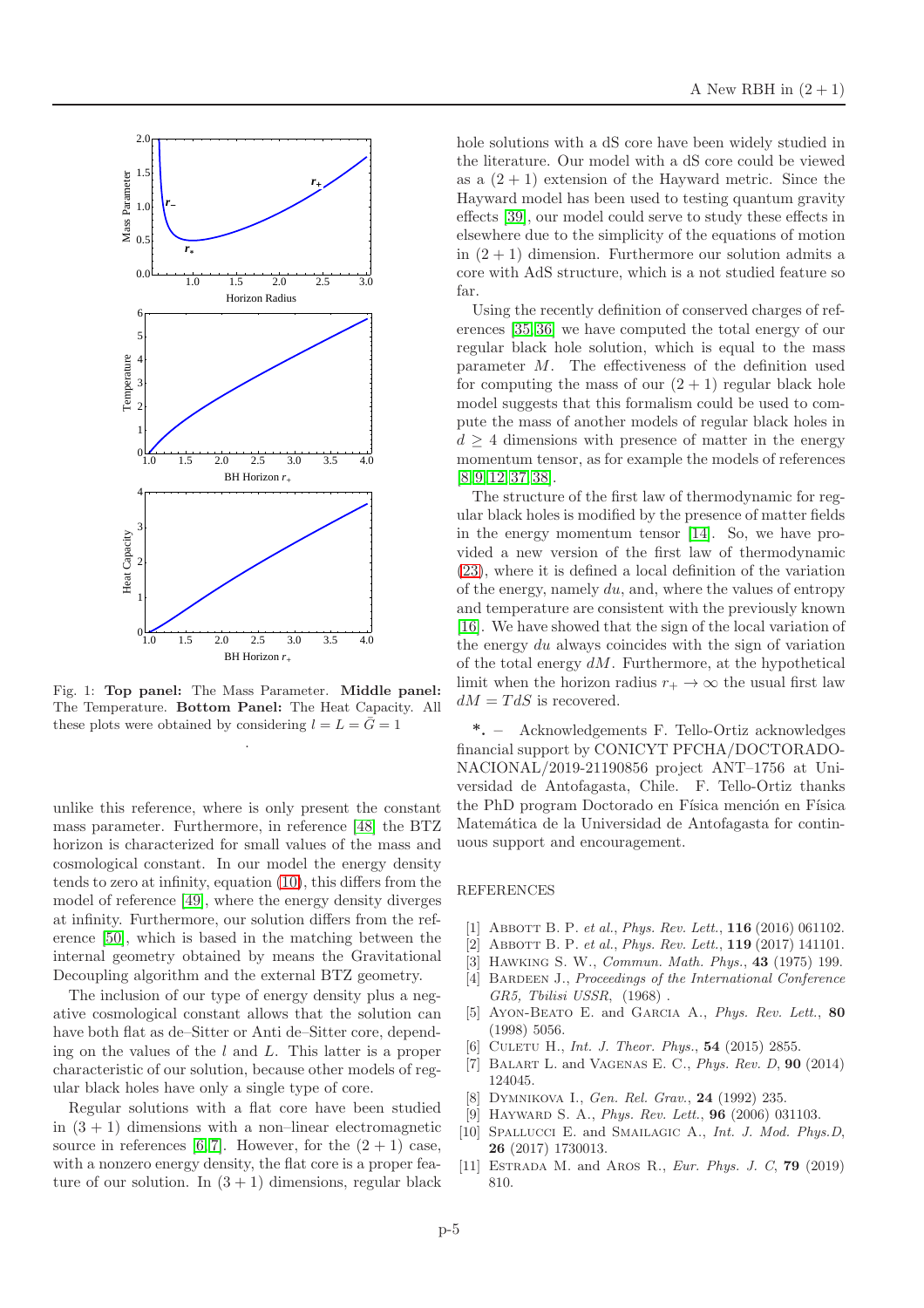Fig. 1: **Top panel:** The Mass Parameter. **Middle panel:** The Temperature. **Bottom Panel:** The Heat Capacity. All these plots were obtained by considering $l = L = \bar{G} = 1$

unlike this reference, where is only present the constant mass parameter. Furthermore, in reference [48] the BTZ horizon is characterized for small values of the mass and cosmological constant. In our model the energy density tends to zero at infinity, equation (10), this differs from the model of reference [49], where the energy density diverges at infinity. Furthermore, our solution differs from the reference [50], which is based in the matching between the internal geometry obtained by means the Gravitational Decoupling algorithm and the external BTZ geometry.

The inclusion of our type of energy density plus a negative cosmological constant allows that the solution can have both flat as de–Sitter or Anti de–Sitter core, depending on the values of the $l$ and $L$. This latter is a proper characteristic of our solution, because other models of regular black holes have only a single type of core.

Regular solutions with a flat core have been studied in $(3+1)$ dimensions with a non–linear electromagnetic source in references [6, 7]. However, for the $(2+1)$ case, with a nonzero energy density, the flat core is a proper feature of our solution. In $(3+1)$ dimensions, regular black hole solutions with a dS core have been widely studied in the literature. Our model with a dS core could be viewed as a $(2+1)$ extension of the Hayward metric. Since the Hayward model has been used to testing quantum gravity effects [39], our model could serve to study these effects in elsewhere due to the simplicity of the equations of motion in $(2+1)$ dimension. Furthermore our solution admits a core with AdS structure, which is a not studied feature so far.

Using the recently definition of conserved charges of references [35, 36] we have computed the total energy of our regular black hole solution, which is equal to the mass parameter $M$. The effectiveness of the definition used for computing the mass of our $(2+1)$ regular black hole model suggests that this formalism could be used to compute the mass of another models of regular black holes in $d \geq 4$ dimensions with presence of matter in the energy momentum tensor, as for example the models of references [8, 9, 12, 37, 38].

The structure of the first law of thermodynamic for regular black holes is modified by the presence of matter fields in the energy momentum tensor [14]. So, we have provided a new version of the first law of thermodynamic (23), where it is defined a local definition of the variation of the energy, namely $du$, and, where the values of entropy and temperature are consistent with the previously known [16]. We have showed that the sign of the local variation of the energy $du$ always coincides with the sign of variation of the total energy $dM$. Furthermore, at the hypothetical limit when the horizon radius $r_+ \to \infty$ the usual first law $dM = TdS$ is recovered.

\*. – Acknowledgements F. Tello-Ortiz acknowledges financial support by CONICYT PFCHA/DOCTORADO-NACIONAL/2019-21190856 project ANT–1756 at Universidad de Antofagasta, Chile. F. Tello-Ortiz thanks the PhD program Doctorado en Física mención en Física Matemática de la Universidad de Antofagasta for continuous support and encouragement.

REFERENCES

[1] Abbott B. P. *et al.*, *Phys. Rev. Lett.*, **116** (2016) 061102.
[2] Abbott B. P. *et al.*, *Phys. Rev. Lett.*, **119** (2017) 141101.
[3] Hawking S. W., *Commun. Math. Phys.*, **43** (1975) 199.
[4] Bardeen J., *Proceedings of the International Conference GR5, Tbilisi USSR*, (1968) .
[5] Ayon-Beato E. and Garcia A., *Phys. Rev. Lett.*, **80** (1998) 5056.
[6] Culetu H., *Int. J. Theor. Phys.*, **54** (2015) 2855.
[7] Balart L. and Vagenas E. C., *Phys. Rev. D*, **90** (2014) 124045.
[8] Dymnikova I., *Gen. Rel. Grav.*, **24** (1992) 235.
[9] Hayward S. A., *Phys. Rev. Lett.*, **96** (2006) 031103.
[10] Spallucci E. and Smailagic A., *Int. J. Mod. Phys.D*, **26** (2017) 1730013.
[11] Estrada M. and Aros R., *Eur. Phys. J. C*, **79** (2019) 810.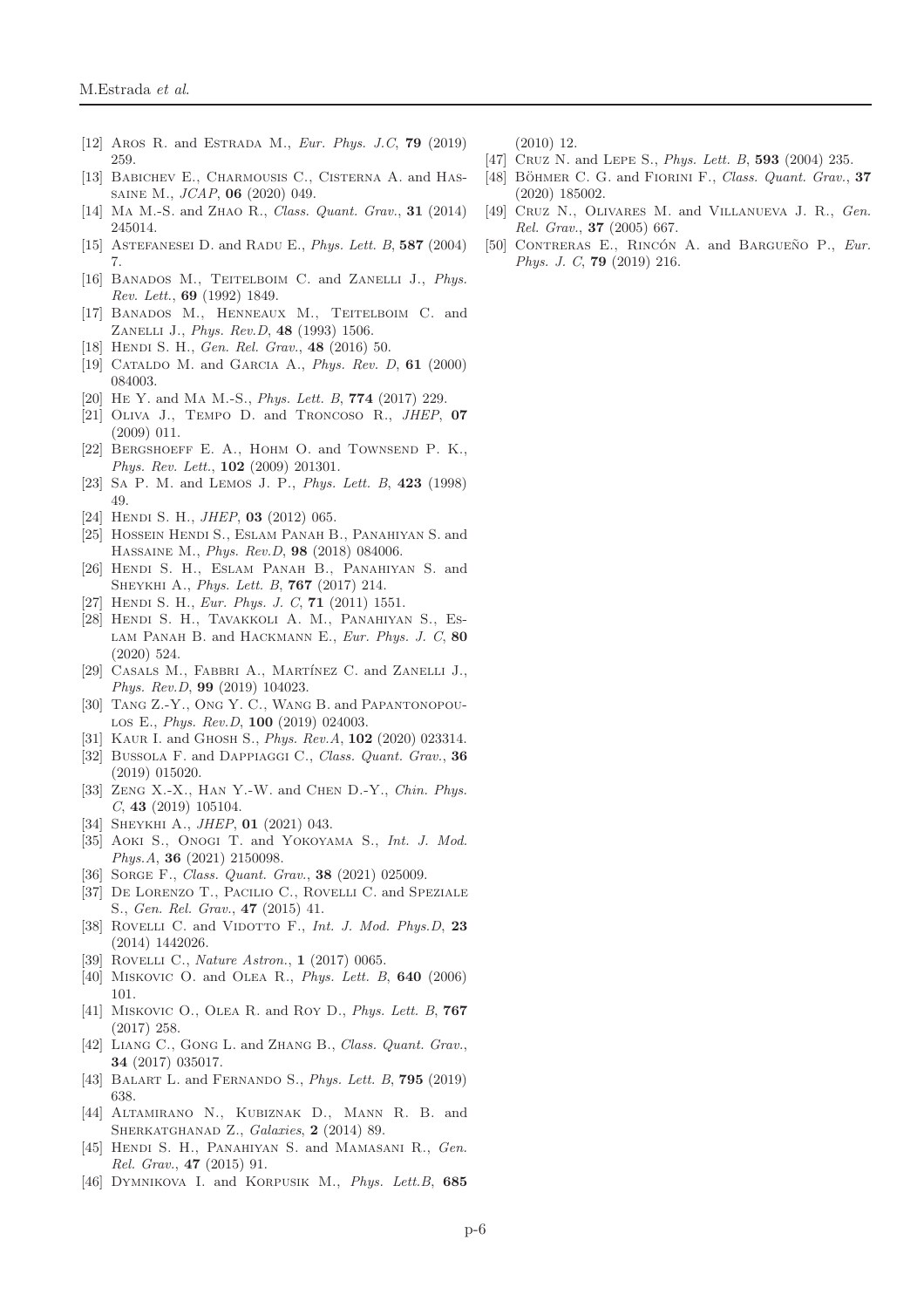- [12] Aros R. and Estrada M., *Eur. Phys. J.C*, **79** (2019) 259.
- [13] Babichev E., Charmousis C., Cisterna A. and Hassaine M., *JCAP*, **06** (2020) 049.
- [14] Ma M.-S. and Zhao R., *Class. Quant. Grav.*, **31** (2014) 245014.
- [15] Astefanesei D. and Radu E., *Phys. Lett. B*, **587** (2004) 7.
- [16] Banados M., Teitelboim C. and Zanelli J., *Phys. Rev. Lett.*, **69** (1992) 1849.
- [17] Banados M., Henneaux M., Teitelboim C. and Zanelli J., *Phys. Rev.D*, **48** (1993) 1506.
- [18] Hendi S. H., *Gen. Rel. Grav.*, **48** (2016) 50.
- [19] Cataldo M. and Garcia A., *Phys. Rev. D*, **61** (2000) 084003.
- [20] He Y. and Ma M.-S., *Phys. Lett. B*, **774** (2017) 229.
- [21] Oliva J., Tempo D. and Troncoso R., *JHEP*, **07** (2009) 011.
- [22] Bergshoeff E. A., Hohm O. and Townsend P. K., *Phys. Rev. Lett.*, **102** (2009) 201301.
- [23] Sa P. M. and Lemos J. P., *Phys. Lett. B*, **423** (1998) 49.
- [24] Hendi S. H., *JHEP*, **03** (2012) 065.
- [25] Hossein Hendi S., Eslam Panah B., Panahiyan S. and Hassaine M., *Phys. Rev.D*, **98** (2018) 084006.
- [26] Hendi S. H., Eslam Panah B., Panahiyan S. and Sheykhi A., *Phys. Lett. B*, **767** (2017) 214.
- [27] Hendi S. H., *Eur. Phys. J. C*, **71** (2011) 1551.
- [28] Hendi S. H., Tavakkoli A. M., Panahiyan S., Eslam Panah B. and Hackmann E., *Eur. Phys. J. C*, **80** (2020) 524.
- [29] Casals M., Fabbri A., Martínez C. and Zanelli J., *Phys. Rev.D*, **99** (2019) 104023.
- [30] Tang Z.-Y., Ong Y. C., Wang B. and Papantonopoulos E., *Phys. Rev.D*, **100** (2019) 024003.
- [31] Kaur I. and Ghosh S., *Phys. Rev.A*, **102** (2020) 023314.
- [32] Bussola F. and Dappiaggi C., *Class. Quant. Grav.*, **36** (2019) 015020.
- [33] Zeng X.-X., Han Y.-W. and Chen D.-Y., *Chin. Phys. C*, **43** (2019) 105104.
- [34] Sheykhi A., *JHEP*, **01** (2021) 043.
- [35] Aoki S., Onogi T. and Yokoyama S., *Int. J. Mod. Phys.A*, **36** (2021) 2150098.
- [36] Sorge F., *Class. Quant. Grav.*, **38** (2021) 025009.
- [37] De Lorenzo T., Pacilio C., Rovelli C. and Speziale S., *Gen. Rel. Grav.*, **47** (2015) 41.
- [38] Rovelli C. and Vidotto F., *Int. J. Mod. Phys.D*, **23** (2014) 1442026.
- [39] Rovelli C., *Nature Astron.*, **1** (2017) 0065.
- [40] Miskovic O. and Olea R., *Phys. Lett. B*, **640** (2006) 101.
- [41] Miskovic O., Olea R. and Roy D., *Phys. Lett. B*, **767** (2017) 258.
- [42] Liang C., Gong L. and Zhang B., *Class. Quant. Grav.*, **34** (2017) 035017.
- [43] Balart L. and Fernando S., *Phys. Lett. B*, **795** (2019) 638.
- [44] Altamirano N., Kubiznak D., Mann R. B. and Sherkatghanad Z., *Galaxies*, **2** (2014) 89.
- [45] Hendi S. H., Panahiyan S. and Mamasani R., *Gen. Rel. Grav.*, **47** (2015) 91.
- [46] Dymnikova I. and Korpusik M., *Phys. Lett.B*, **685** (2010) 12.
- [47] Cruz N. and Lepe S., *Phys. Lett. B*, **593** (2004) 235.
- [48] Böhmer C. G. and Fiorini F., *Class. Quant. Grav.*, **37** (2020) 185002.
- [49] Cruz N., Olivares M. and Villanueva J. R., *Gen. Rel. Grav.*, **37** (2005) 667.
- [50] Contreras E., Rincón A. and Bargueño P., *Eur. Phys. J. C*, **79** (2019) 216.